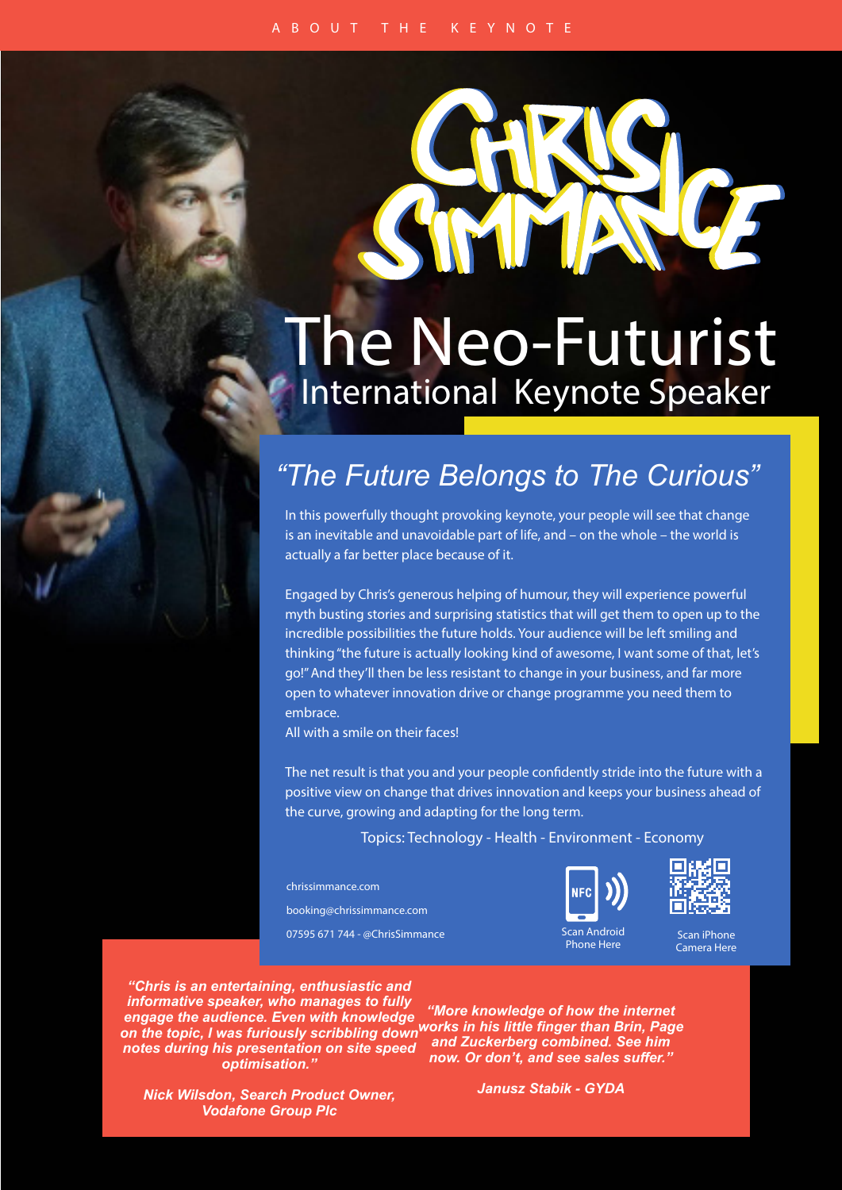ABOUT THE KEYNOTE

# Chris Simmance

# The Neo-Futurist

## International Keynote Speaker

## *"The Future Belongs to The Curious"*

In this powerfully thought provoking keynote, your people will see that change is an inevitable and unavoidable part of life, and – on the whole – the world is actually a far better place because of it.

Engaged by Chris's generous helping of humour, they will experience powerful myth busting stories and surprising statistics that will get them to open up to the incredible possibilities the future holds. Your audience will be left smiling and thinking "the future is actually looking kind of awesome, I want some of that, let's go!" And they'll then be less resistant to change in your business, and far more open to whatever innovation drive or change programme you need them to embrace.
All with a smile on their faces!

The net result is that you and your people confidently stride into the future with a positive view on change that drives innovation and keeps your business ahead of the curve, growing and adapting for the long term.

Topics: Technology - Health - Environment - Economy

chrissimmance.com

booking@chrissimmance.com

07595 671 744 - @ChrisSimmance

Scan Android Phone Here

Scan iPhone Camera Here

***"Chris is an entertaining, enthusiastic and informative speaker, who manages to fully engage the audience. Even with knowledge on the topic, I was furiously scribbling down notes during his presentation on site speed optimisation."***

***Nick Wilsdon, Search Product Owner, Vodafone Group Plc***

***"More knowledge of how the internet works in his little finger than Brin, Page and Zuckerberg combined. See him now. Or don't, and see sales suffer."***

***Janusz Stabik - GYDA***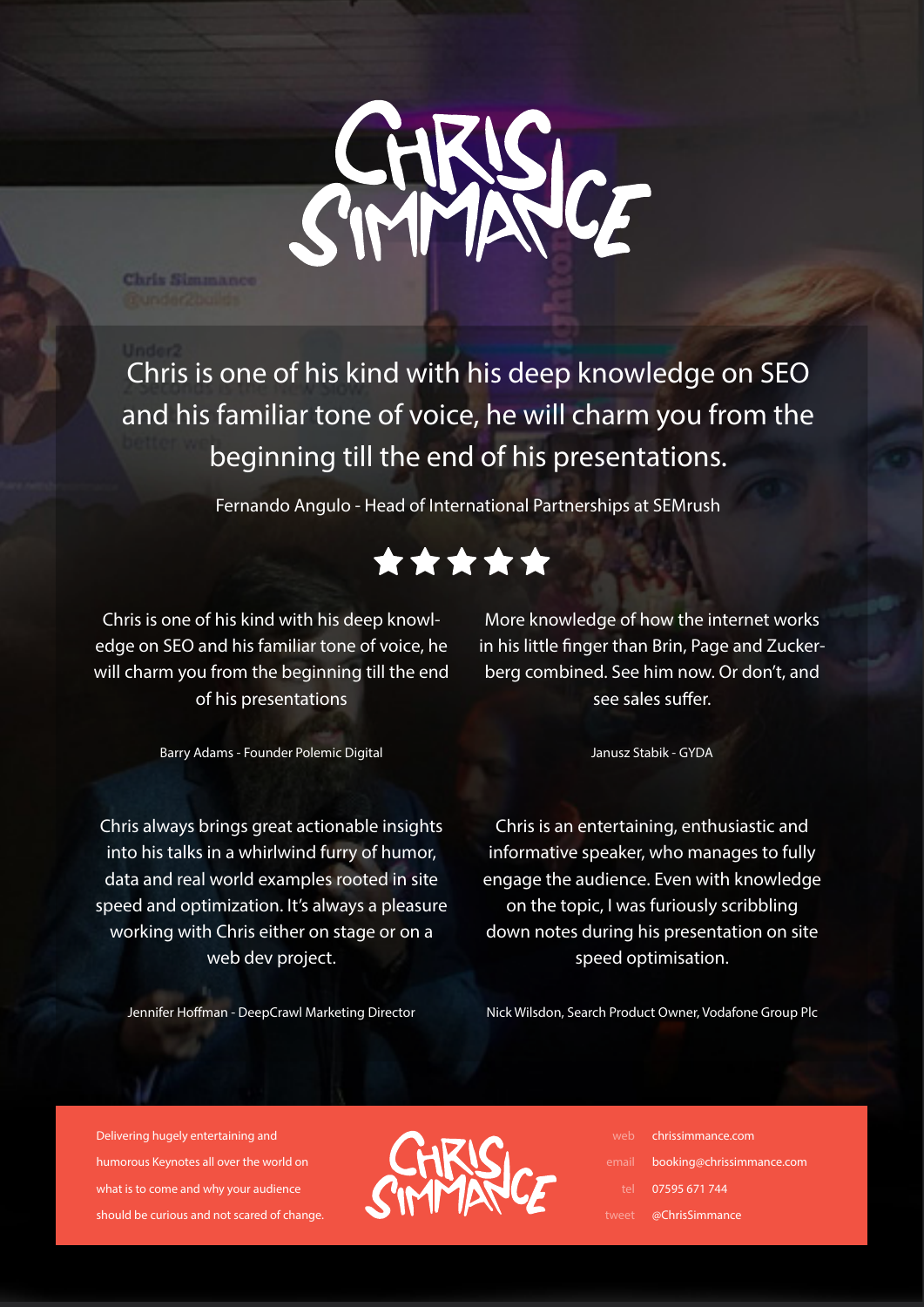# CHRIS SIMMANCE

Chris is one of his kind with his deep knowledge on SEO and his familiar tone of voice, he will charm you from the beginning till the end of his presentations.

Fernando Angulo - Head of International Partnerships at SEMrush

★★★★★

Chris is one of his kind with his deep knowledge on SEO and his familiar tone of voice, he will charm you from the beginning till the end of his presentations

Barry Adams - Founder Polemic Digital

More knowledge of how the internet works in his little finger than Brin, Page and Zuckerberg combined. See him now. Or don't, and see sales suffer.

Janusz Stabik - GYDA

Chris always brings great actionable insights into his talks in a whirlwind furry of humor, data and real world examples rooted in site speed and optimization. It's always a pleasure working with Chris either on stage or on a web dev project.

Jennifer Hoffman - DeepCrawl Marketing Director

Chris is an entertaining, enthusiastic and informative speaker, who manages to fully engage the audience. Even with knowledge on the topic, I was furiously scribbling down notes during his presentation on site speed optimisation.

Nick Wilsdon, Search Product Owner, Vodafone Group Plc

Delivering hugely entertaining and humorous Keynotes all over the world on what is to come and why your audience should be curious and not scared of change.

CHRIS SIMMANCE

web chrissimmance.com
email booking@chrissimmance.com
tel 07595 671 744
tweet @ChrisSimmance